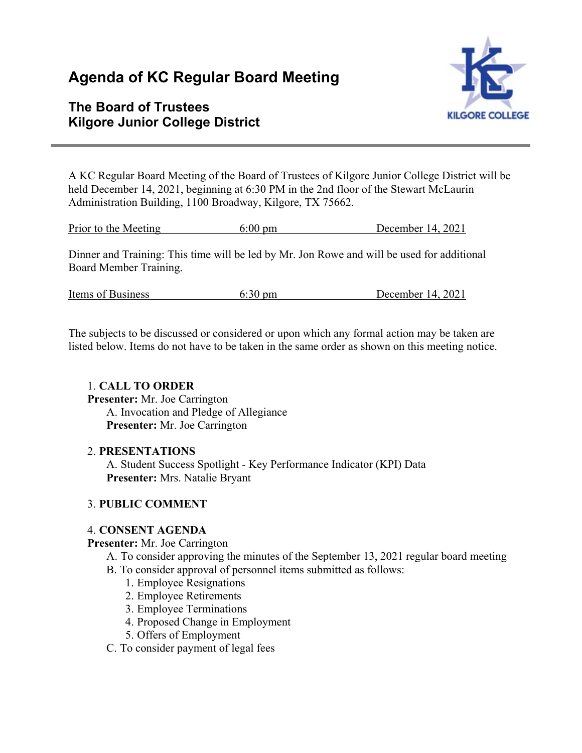# Agenda of KC Regular Board Meeting

## The Board of Trustees
## Kilgore Junior College District

A KC Regular Board Meeting of the Board of Trustees of Kilgore Junior College District will be held December 14, 2021, beginning at 6:30 PM in the 2nd floor of the Stewart McLaurin Administration Building, 1100 Broadway, Kilgore, TX 75662.

| Prior to the Meeting | 6:00 pm | December 14, 2021 |
|---|---|---|

Dinner and Training: This time will be led by Mr. Jon Rowe and will be used for additional Board Member Training.

| Items of Business | 6:30 pm | December 14, 2021 |
|---|---|---|

The subjects to be discussed or considered or upon which any formal action may be taken are listed below. Items do not have to be taken in the same order as shown on this meeting notice.

1. **CALL TO ORDER**
   **Presenter:** Mr. Joe Carrington
   A. Invocation and Pledge of Allegiance
   **Presenter:** Mr. Joe Carrington

2. **PRESENTATIONS**
   A. Student Success Spotlight - Key Performance Indicator (KPI) Data
   **Presenter:** Mrs. Natalie Bryant

3. **PUBLIC COMMENT**

4. **CONSENT AGENDA**
   **Presenter:** Mr. Joe Carrington
   A. To consider approving the minutes of the September 13, 2021 regular board meeting
   B. To consider approval of personnel items submitted as follows:
      1. Employee Resignations
      2. Employee Retirements
      3. Employee Terminations
      4. Proposed Change in Employment
      5. Offers of Employment
   C. To consider payment of legal fees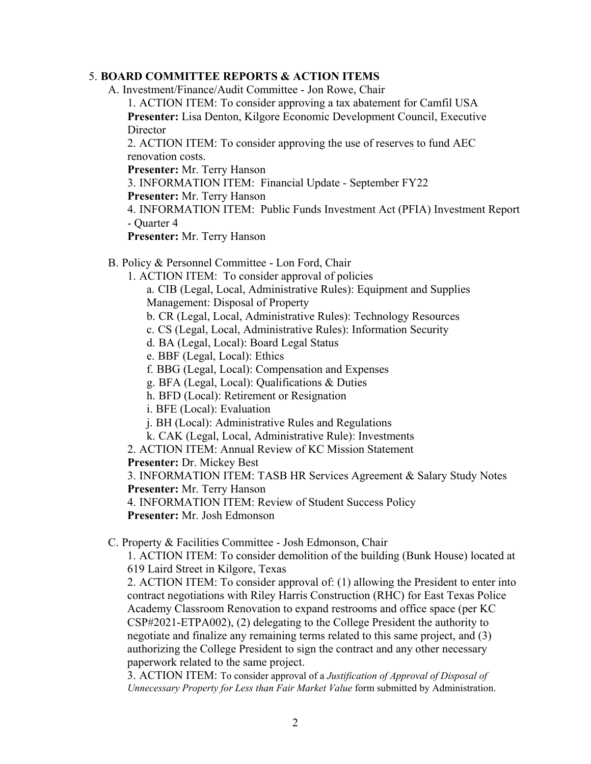5. **BOARD COMMITTEE REPORTS & ACTION ITEMS**

A. Investment/Finance/Audit Committee - Jon Rowe, Chair

1. ACTION ITEM: To consider approving a tax abatement for Camfil USA
**Presenter:** Lisa Denton, Kilgore Economic Development Council, Executive Director

2. ACTION ITEM: To consider approving the use of reserves to fund AEC renovation costs.
**Presenter:** Mr. Terry Hanson

3. INFORMATION ITEM: Financial Update - September FY22
**Presenter:** Mr. Terry Hanson

4. INFORMATION ITEM: Public Funds Investment Act (PFIA) Investment Report - Quarter 4
**Presenter:** Mr. Terry Hanson

B. Policy & Personnel Committee - Lon Ford, Chair

1. ACTION ITEM: To consider approval of policies
   a. CIB (Legal, Local, Administrative Rules): Equipment and Supplies Management: Disposal of Property
   b. CR (Legal, Local, Administrative Rules): Technology Resources
   c. CS (Legal, Local, Administrative Rules): Information Security
   d. BA (Legal, Local): Board Legal Status
   e. BBF (Legal, Local): Ethics
   f. BBG (Legal, Local): Compensation and Expenses
   g. BFA (Legal, Local): Qualifications & Duties
   h. BFD (Local): Retirement or Resignation
   i. BFE (Local): Evaluation
   j. BH (Local): Administrative Rules and Regulations
   k. CAK (Legal, Local, Administrative Rule): Investments

2. ACTION ITEM: Annual Review of KC Mission Statement
**Presenter:** Dr. Mickey Best

3. INFORMATION ITEM: TASB HR Services Agreement & Salary Study Notes
**Presenter:** Mr. Terry Hanson

4. INFORMATION ITEM: Review of Student Success Policy
**Presenter:** Mr. Josh Edmonson

C. Property & Facilities Committee - Josh Edmonson, Chair

1. ACTION ITEM: To consider demolition of the building (Bunk House) located at 619 Laird Street in Kilgore, Texas

2. ACTION ITEM: To consider approval of: (1) allowing the President to enter into contract negotiations with Riley Harris Construction (RHC) for East Texas Police Academy Classroom Renovation to expand restrooms and office space (per KC CSP#2021-ETPA002), (2) delegating to the College President the authority to negotiate and finalize any remaining terms related to this same project, and (3) authorizing the College President to sign the contract and any other necessary paperwork related to the same project.

3. ACTION ITEM: To consider approval of a *Justification of Approval of Disposal of Unnecessary Property for Less than Fair Market Value* form submitted by Administration.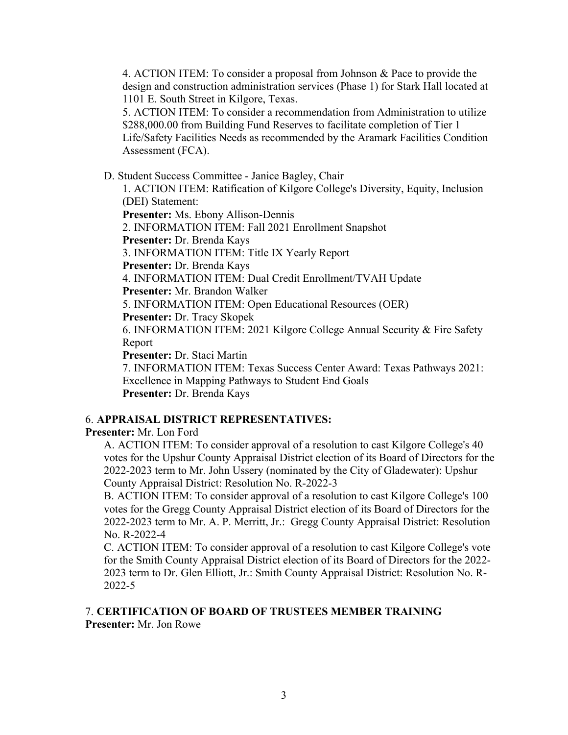4. ACTION ITEM: To consider a proposal from Johnson & Pace to provide the design and construction administration services (Phase 1) for Stark Hall located at 1101 E. South Street in Kilgore, Texas.

5. ACTION ITEM: To consider a recommendation from Administration to utilize $288,000.00 from Building Fund Reserves to facilitate completion of Tier 1 Life/Safety Facilities Needs as recommended by the Aramark Facilities Condition Assessment (FCA).

D. Student Success Committee - Janice Bagley, Chair

1. ACTION ITEM: Ratification of Kilgore College's Diversity, Equity, Inclusion (DEI) Statement:
**Presenter:** Ms. Ebony Allison-Dennis

2. INFORMATION ITEM: Fall 2021 Enrollment Snapshot
**Presenter:** Dr. Brenda Kays

3. INFORMATION ITEM: Title IX Yearly Report
**Presenter:** Dr. Brenda Kays

4. INFORMATION ITEM: Dual Credit Enrollment/TVAH Update
**Presenter:** Mr. Brandon Walker

5. INFORMATION ITEM: Open Educational Resources (OER)
**Presenter:** Dr. Tracy Skopek

6. INFORMATION ITEM: 2021 Kilgore College Annual Security & Fire Safety Report
**Presenter:** Dr. Staci Martin

7. INFORMATION ITEM: Texas Success Center Award: Texas Pathways 2021: Excellence in Mapping Pathways to Student End Goals
**Presenter:** Dr. Brenda Kays

6. **APPRAISAL DISTRICT REPRESENTATIVES:**
**Presenter:** Mr. Lon Ford

A. ACTION ITEM: To consider approval of a resolution to cast Kilgore College's 40 votes for the Upshur County Appraisal District election of its Board of Directors for the 2022-2023 term to Mr. John Ussery (nominated by the City of Gladewater): Upshur County Appraisal District: Resolution No. R-2022-3

B. ACTION ITEM: To consider approval of a resolution to cast Kilgore College's 100 votes for the Gregg County Appraisal District election of its Board of Directors for the 2022-2023 term to Mr. A. P. Merritt, Jr.: Gregg County Appraisal District: Resolution No. R-2022-4

C. ACTION ITEM: To consider approval of a resolution to cast Kilgore College's vote for the Smith County Appraisal District election of its Board of Directors for the 2022-2023 term to Dr. Glen Elliott, Jr.: Smith County Appraisal District: Resolution No. R-2022-5

7. **CERTIFICATION OF BOARD OF TRUSTEES MEMBER TRAINING**
**Presenter:** Mr. Jon Rowe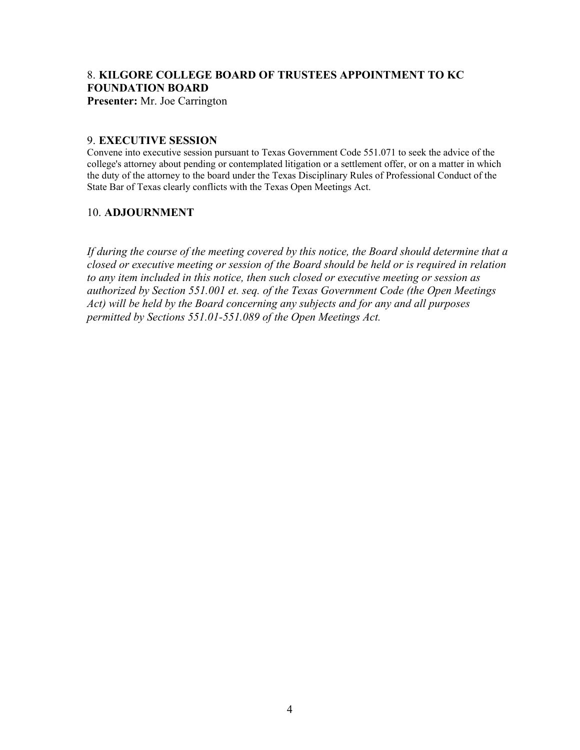8. **KILGORE COLLEGE BOARD OF TRUSTEES APPOINTMENT TO KC FOUNDATION BOARD**

**Presenter:** Mr. Joe Carrington

9. **EXECUTIVE SESSION**

Convene into executive session pursuant to Texas Government Code 551.071 to seek the advice of the college's attorney about pending or contemplated litigation or a settlement offer, or on a matter in which the duty of the attorney to the board under the Texas Disciplinary Rules of Professional Conduct of the State Bar of Texas clearly conflicts with the Texas Open Meetings Act.

10. **ADJOURNMENT**

*If during the course of the meeting covered by this notice, the Board should determine that a closed or executive meeting or session of the Board should be held or is required in relation to any item included in this notice, then such closed or executive meeting or session as authorized by Section 551.001 et. seq. of the Texas Government Code (the Open Meetings Act) will be held by the Board concerning any subjects and for any and all purposes permitted by Sections 551.01-551.089 of the Open Meetings Act.*